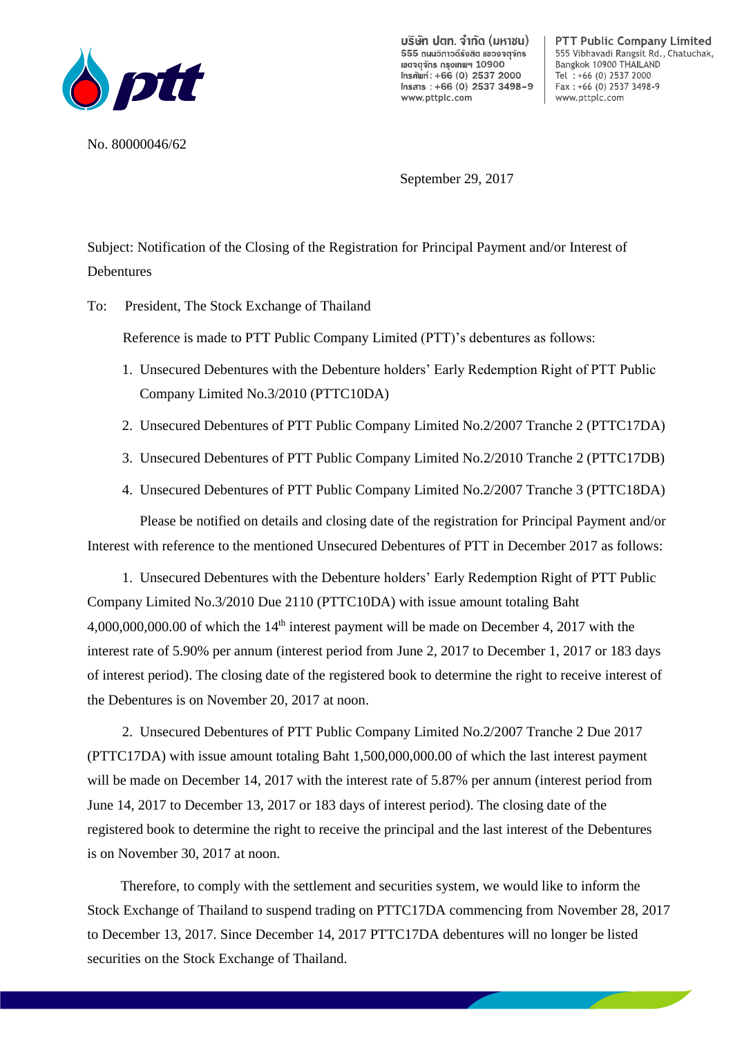บริษัท ปตท. จำกัด (มหาชน)
555 ถนนวิภาวดีรังสิต แขวงจตุจักร
เขตจตุจักร กรุงเทพฯ 10900
โทรศัพท์: +66 (0) 2537 2000
โทรสาร : +66 (0) 2537 3498-9
www.pttplc.com

PTT Public Company Limited
555 Vibhavadi Rangsit Rd., Chatuchak,
Bangkok 10900 THAILAND
Tel : +66 (0) 2537 2000
Fax : +66 (0) 2537 3498-9
www.pttplc.com

No. 80000046/62

September 29, 2017

Subject: Notification of the Closing of the Registration for Principal Payment and/or Interest of Debentures

To: President, The Stock Exchange of Thailand

Reference is made to PTT Public Company Limited (PTT)'s debentures as follows:

1. Unsecured Debentures with the Debenture holders' Early Redemption Right of PTT Public Company Limited No.3/2010 (PTTC10DA)
2. Unsecured Debentures of PTT Public Company Limited No.2/2007 Tranche 2 (PTTC17DA)
3. Unsecured Debentures of PTT Public Company Limited No.2/2010 Tranche 2 (PTTC17DB)
4. Unsecured Debentures of PTT Public Company Limited No.2/2007 Tranche 3 (PTTC18DA)

Please be notified on details and closing date of the registration for Principal Payment and/or Interest with reference to the mentioned Unsecured Debentures of PTT in December 2017 as follows:

1. Unsecured Debentures with the Debenture holders' Early Redemption Right of PTT Public Company Limited No.3/2010 Due 2110 (PTTC10DA) with issue amount totaling Baht 4,000,000,000.00 of which the 14th interest payment will be made on December 4, 2017 with the interest rate of 5.90% per annum (interest period from June 2, 2017 to December 1, 2017 or 183 days of interest period). The closing date of the registered book to determine the right to receive interest of the Debentures is on November 20, 2017 at noon.

2. Unsecured Debentures of PTT Public Company Limited No.2/2007 Tranche 2 Due 2017 (PTTC17DA) with issue amount totaling Baht 1,500,000,000.00 of which the last interest payment will be made on December 14, 2017 with the interest rate of 5.87% per annum (interest period from June 14, 2017 to December 13, 2017 or 183 days of interest period). The closing date of the registered book to determine the right to receive the principal and the last interest of the Debentures is on November 30, 2017 at noon.

Therefore, to comply with the settlement and securities system, we would like to inform the Stock Exchange of Thailand to suspend trading on PTTC17DA commencing from November 28, 2017 to December 13, 2017. Since December 14, 2017 PTTC17DA debentures will no longer be listed securities on the Stock Exchange of Thailand.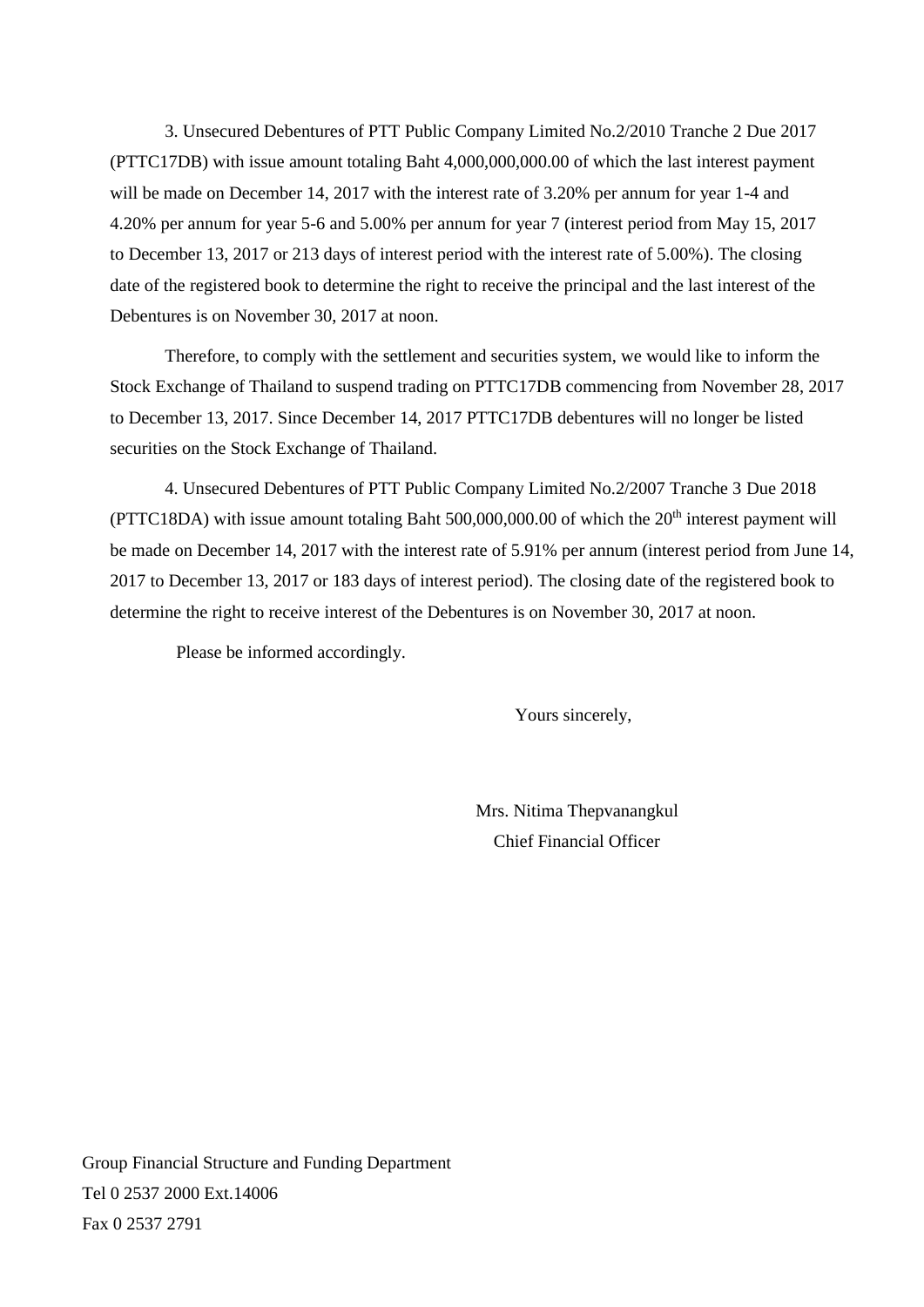3. Unsecured Debentures of PTT Public Company Limited No.2/2010 Tranche 2 Due 2017 (PTTC17DB) with issue amount totaling Baht 4,000,000,000.00 of which the last interest payment will be made on December 14, 2017 with the interest rate of 3.20% per annum for year 1-4 and 4.20% per annum for year 5-6 and 5.00% per annum for year 7 (interest period from May 15, 2017 to December 13, 2017 or 213 days of interest period with the interest rate of 5.00%). The closing date of the registered book to determine the right to receive the principal and the last interest of the Debentures is on November 30, 2017 at noon.

Therefore, to comply with the settlement and securities system, we would like to inform the Stock Exchange of Thailand to suspend trading on PTTC17DB commencing from November 28, 2017 to December 13, 2017. Since December 14, 2017 PTTC17DB debentures will no longer be listed securities on the Stock Exchange of Thailand.

4. Unsecured Debentures of PTT Public Company Limited No.2/2007 Tranche 3 Due 2018 (PTTC18DA) with issue amount totaling Baht 500,000,000.00 of which the 20th interest payment will be made on December 14, 2017 with the interest rate of 5.91% per annum (interest period from June 14, 2017 to December 13, 2017 or 183 days of interest period). The closing date of the registered book to determine the right to receive interest of the Debentures is on November 30, 2017 at noon.

Please be informed accordingly.

Yours sincerely,

Mrs. Nitima Thepvanangkul
Chief Financial Officer

Group Financial Structure and Funding Department
Tel 0 2537 2000 Ext.14006
Fax 0 2537 2791